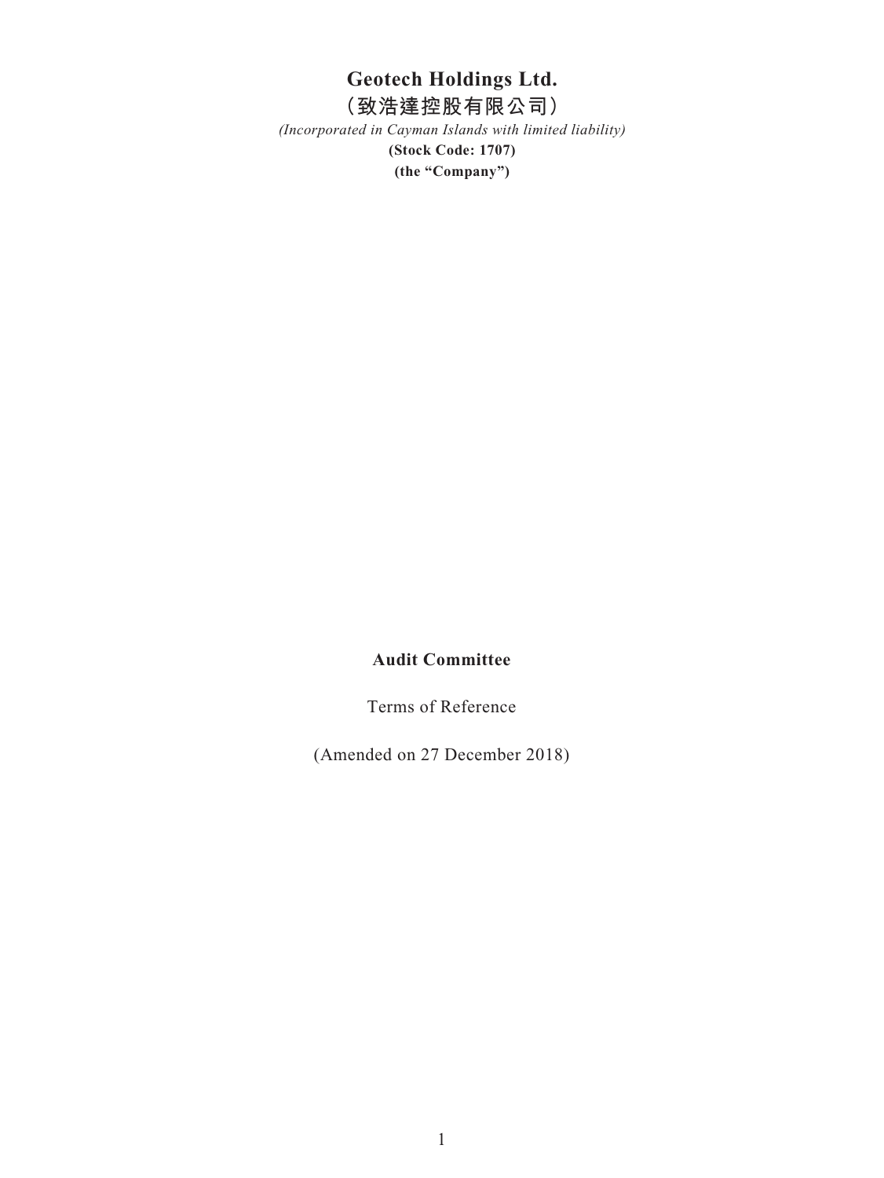# Geotech Holdings Ltd.

# （致浩達控股有限公司）

*(Incorporated in Cayman Islands with limited liability)*

**(Stock Code: 1707)**

**(the "Company")**

**Audit Committee**

Terms of Reference

(Amended on 27 December 2018)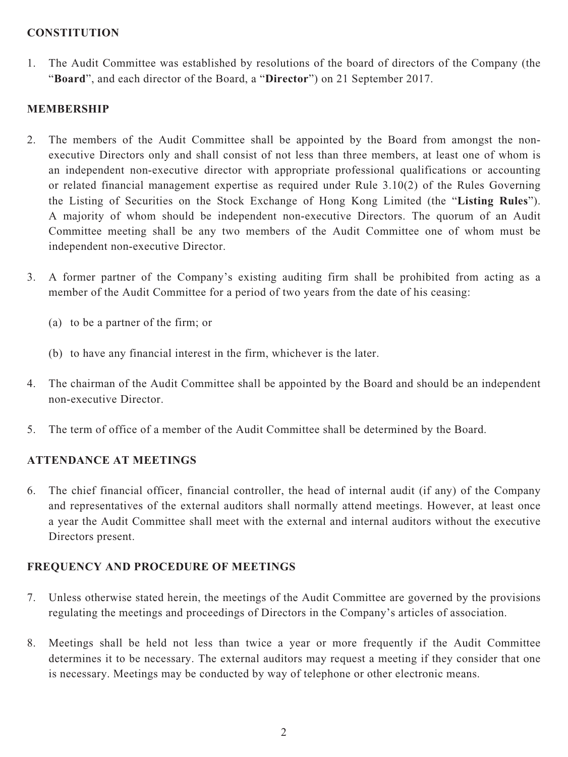## CONSTITUTION

1. The Audit Committee was established by resolutions of the board of directors of the Company (the "**Board**", and each director of the Board, a "**Director**") on 21 September 2017.

## MEMBERSHIP

2. The members of the Audit Committee shall be appointed by the Board from amongst the non-executive Directors only and shall consist of not less than three members, at least one of whom is an independent non-executive director with appropriate professional qualifications or accounting or related financial management expertise as required under Rule 3.10(2) of the Rules Governing the Listing of Securities on the Stock Exchange of Hong Kong Limited (the "**Listing Rules**"). A majority of whom should be independent non-executive Directors. The quorum of an Audit Committee meeting shall be any two members of the Audit Committee one of whom must be independent non-executive Director.

3. A former partner of the Company's existing auditing firm shall be prohibited from acting as a member of the Audit Committee for a period of two years from the date of his ceasing:

   (a) to be a partner of the firm; or

   (b) to have any financial interest in the firm, whichever is the later.

4. The chairman of the Audit Committee shall be appointed by the Board and should be an independent non-executive Director.

5. The term of office of a member of the Audit Committee shall be determined by the Board.

## ATTENDANCE AT MEETINGS

6. The chief financial officer, financial controller, the head of internal audit (if any) of the Company and representatives of the external auditors shall normally attend meetings. However, at least once a year the Audit Committee shall meet with the external and internal auditors without the executive Directors present.

## FREQUENCY AND PROCEDURE OF MEETINGS

7. Unless otherwise stated herein, the meetings of the Audit Committee are governed by the provisions regulating the meetings and proceedings of Directors in the Company's articles of association.

8. Meetings shall be held not less than twice a year or more frequently if the Audit Committee determines it to be necessary. The external auditors may request a meeting if they consider that one is necessary. Meetings may be conducted by way of telephone or other electronic means.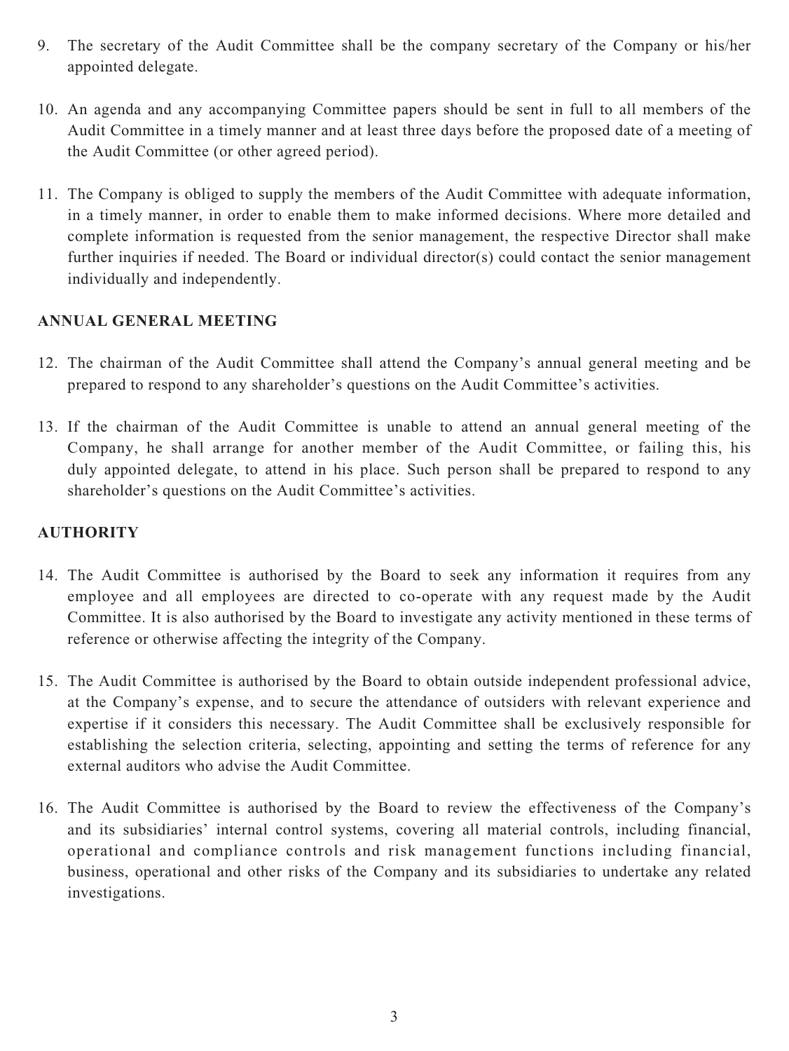9. The secretary of the Audit Committee shall be the company secretary of the Company or his/her appointed delegate.

10. An agenda and any accompanying Committee papers should be sent in full to all members of the Audit Committee in a timely manner and at least three days before the proposed date of a meeting of the Audit Committee (or other agreed period).

11. The Company is obliged to supply the members of the Audit Committee with adequate information, in a timely manner, in order to enable them to make informed decisions. Where more detailed and complete information is requested from the senior management, the respective Director shall make further inquiries if needed. The Board or individual director(s) could contact the senior management individually and independently.

## ANNUAL GENERAL MEETING

12. The chairman of the Audit Committee shall attend the Company's annual general meeting and be prepared to respond to any shareholder's questions on the Audit Committee's activities.

13. If the chairman of the Audit Committee is unable to attend an annual general meeting of the Company, he shall arrange for another member of the Audit Committee, or failing this, his duly appointed delegate, to attend in his place. Such person shall be prepared to respond to any shareholder's questions on the Audit Committee's activities.

## AUTHORITY

14. The Audit Committee is authorised by the Board to seek any information it requires from any employee and all employees are directed to co-operate with any request made by the Audit Committee. It is also authorised by the Board to investigate any activity mentioned in these terms of reference or otherwise affecting the integrity of the Company.

15. The Audit Committee is authorised by the Board to obtain outside independent professional advice, at the Company's expense, and to secure the attendance of outsiders with relevant experience and expertise if it considers this necessary. The Audit Committee shall be exclusively responsible for establishing the selection criteria, selecting, appointing and setting the terms of reference for any external auditors who advise the Audit Committee.

16. The Audit Committee is authorised by the Board to review the effectiveness of the Company's and its subsidiaries' internal control systems, covering all material controls, including financial, operational and compliance controls and risk management functions including financial, business, operational and other risks of the Company and its subsidiaries to undertake any related investigations.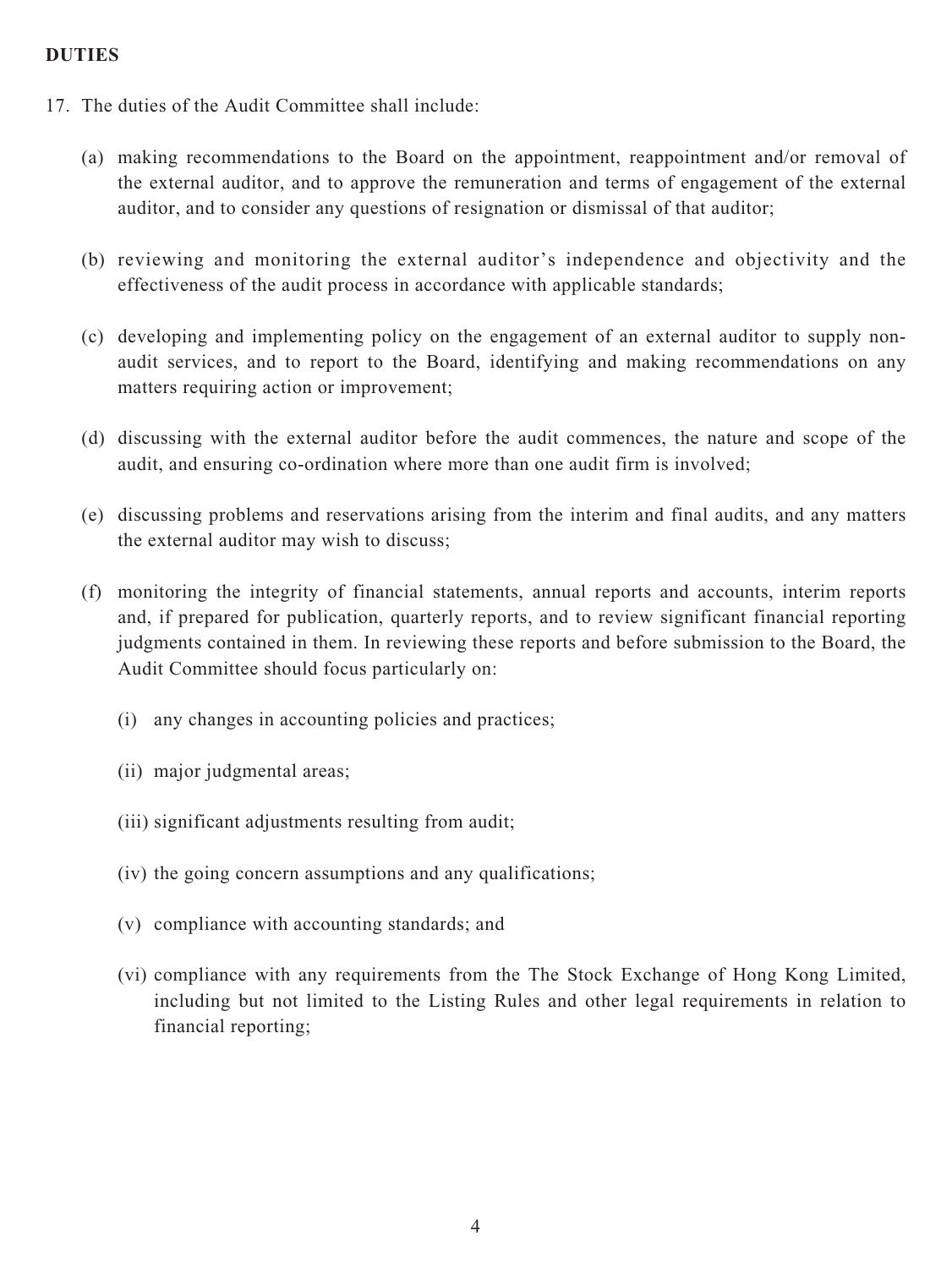**DUTIES**

17. The duties of the Audit Committee shall include:

    (a) making recommendations to the Board on the appointment, reappointment and/or removal of the external auditor, and to approve the remuneration and terms of engagement of the external auditor, and to consider any questions of resignation or dismissal of that auditor;

    (b) reviewing and monitoring the external auditor's independence and objectivity and the effectiveness of the audit process in accordance with applicable standards;

    (c) developing and implementing policy on the engagement of an external auditor to supply non-audit services, and to report to the Board, identifying and making recommendations on any matters requiring action or improvement;

    (d) discussing with the external auditor before the audit commences, the nature and scope of the audit, and ensuring co-ordination where more than one audit firm is involved;

    (e) discussing problems and reservations arising from the interim and final audits, and any matters the external auditor may wish to discuss;

    (f) monitoring the integrity of financial statements, annual reports and accounts, interim reports and, if prepared for publication, quarterly reports, and to review significant financial reporting judgments contained in them. In reviewing these reports and before submission to the Board, the Audit Committee should focus particularly on:

        (i) any changes in accounting policies and practices;

        (ii) major judgmental areas;

        (iii) significant adjustments resulting from audit;

        (iv) the going concern assumptions and any qualifications;

        (v) compliance with accounting standards; and

        (vi) compliance with any requirements from the The Stock Exchange of Hong Kong Limited, including but not limited to the Listing Rules and other legal requirements in relation to financial reporting;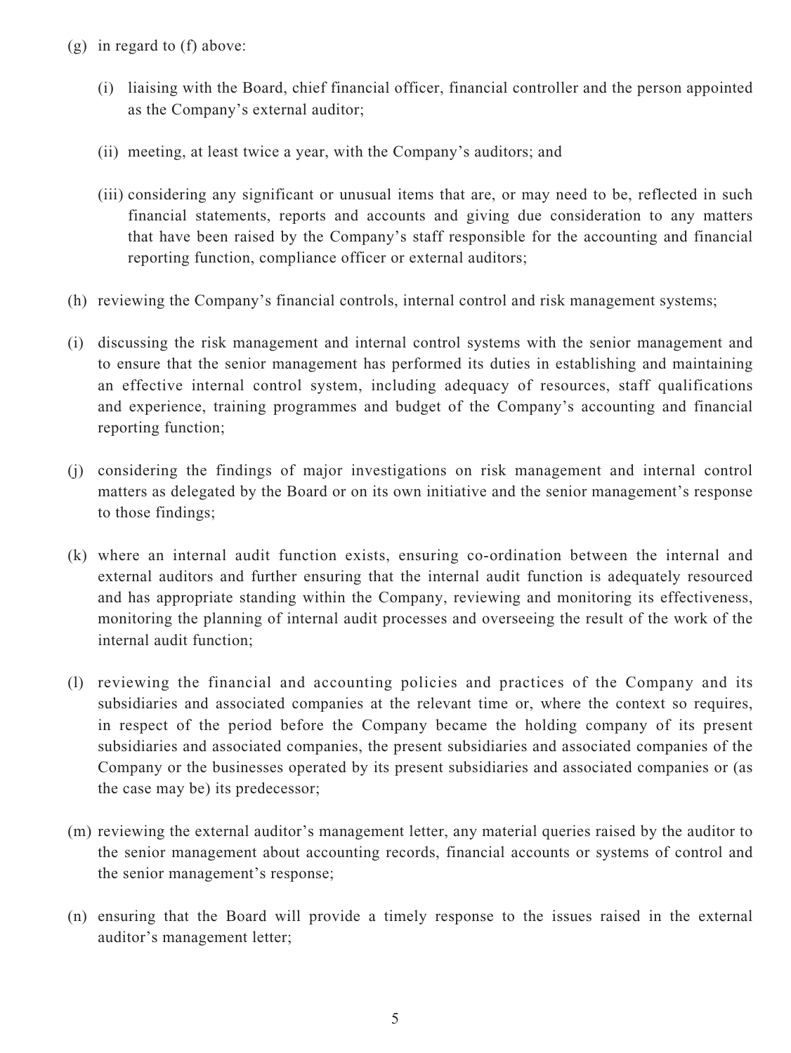(g) in regard to (f) above:

  (i) liaising with the Board, chief financial officer, financial controller and the person appointed as the Company's external auditor;

  (ii) meeting, at least twice a year, with the Company's auditors; and

  (iii) considering any significant or unusual items that are, or may need to be, reflected in such financial statements, reports and accounts and giving due consideration to any matters that have been raised by the Company's staff responsible for the accounting and financial reporting function, compliance officer or external auditors;

(h) reviewing the Company's financial controls, internal control and risk management systems;

(i) discussing the risk management and internal control systems with the senior management and to ensure that the senior management has performed its duties in establishing and maintaining an effective internal control system, including adequacy of resources, staff qualifications and experience, training programmes and budget of the Company's accounting and financial reporting function;

(j) considering the findings of major investigations on risk management and internal control matters as delegated by the Board or on its own initiative and the senior management's response to those findings;

(k) where an internal audit function exists, ensuring co-ordination between the internal and external auditors and further ensuring that the internal audit function is adequately resourced and has appropriate standing within the Company, reviewing and monitoring its effectiveness, monitoring the planning of internal audit processes and overseeing the result of the work of the internal audit function;

(l) reviewing the financial and accounting policies and practices of the Company and its subsidiaries and associated companies at the relevant time or, where the context so requires, in respect of the period before the Company became the holding company of its present subsidiaries and associated companies, the present subsidiaries and associated companies of the Company or the businesses operated by its present subsidiaries and associated companies or (as the case may be) its predecessor;

(m) reviewing the external auditor's management letter, any material queries raised by the auditor to the senior management about accounting records, financial accounts or systems of control and the senior management's response;

(n) ensuring that the Board will provide a timely response to the issues raised in the external auditor's management letter;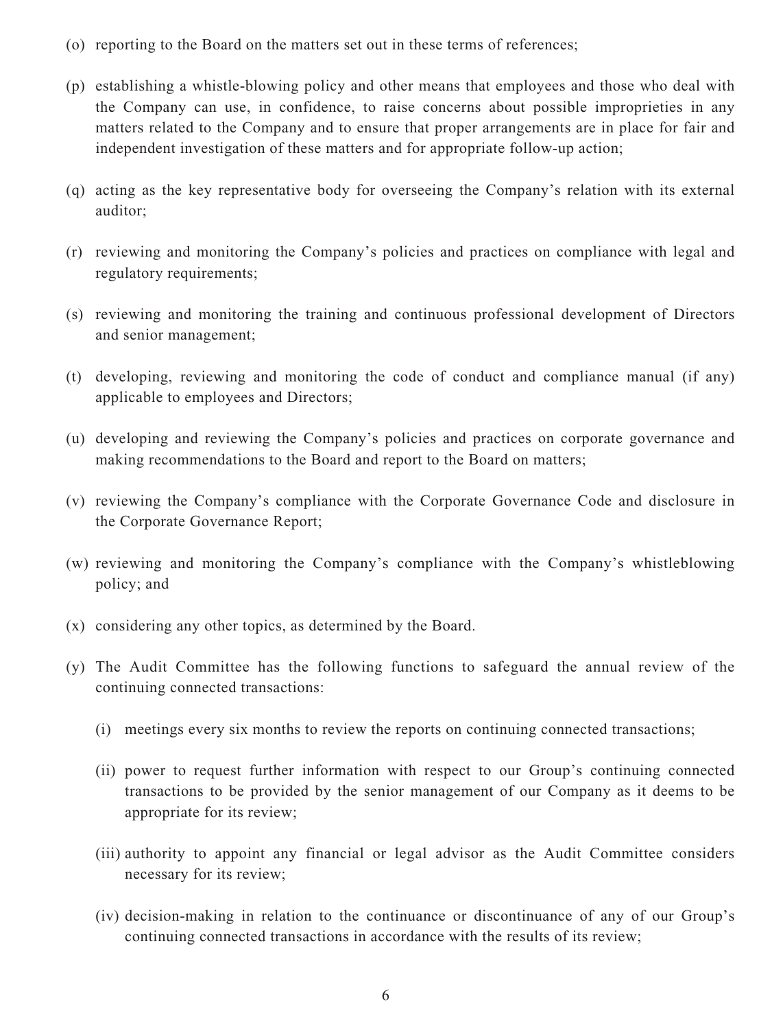(o) reporting to the Board on the matters set out in these terms of references;

(p) establishing a whistle-blowing policy and other means that employees and those who deal with the Company can use, in confidence, to raise concerns about possible improprieties in any matters related to the Company and to ensure that proper arrangements are in place for fair and independent investigation of these matters and for appropriate follow-up action;

(q) acting as the key representative body for overseeing the Company's relation with its external auditor;

(r) reviewing and monitoring the Company's policies and practices on compliance with legal and regulatory requirements;

(s) reviewing and monitoring the training and continuous professional development of Directors and senior management;

(t) developing, reviewing and monitoring the code of conduct and compliance manual (if any) applicable to employees and Directors;

(u) developing and reviewing the Company's policies and practices on corporate governance and making recommendations to the Board and report to the Board on matters;

(v) reviewing the Company's compliance with the Corporate Governance Code and disclosure in the Corporate Governance Report;

(w) reviewing and monitoring the Company's compliance with the Company's whistleblowing policy; and

(x) considering any other topics, as determined by the Board.

(y) The Audit Committee has the following functions to safeguard the annual review of the continuing connected transactions:

   (i) meetings every six months to review the reports on continuing connected transactions;

   (ii) power to request further information with respect to our Group's continuing connected transactions to be provided by the senior management of our Company as it deems to be appropriate for its review;

   (iii) authority to appoint any financial or legal advisor as the Audit Committee considers necessary for its review;

   (iv) decision-making in relation to the continuance or discontinuance of any of our Group's continuing connected transactions in accordance with the results of its review;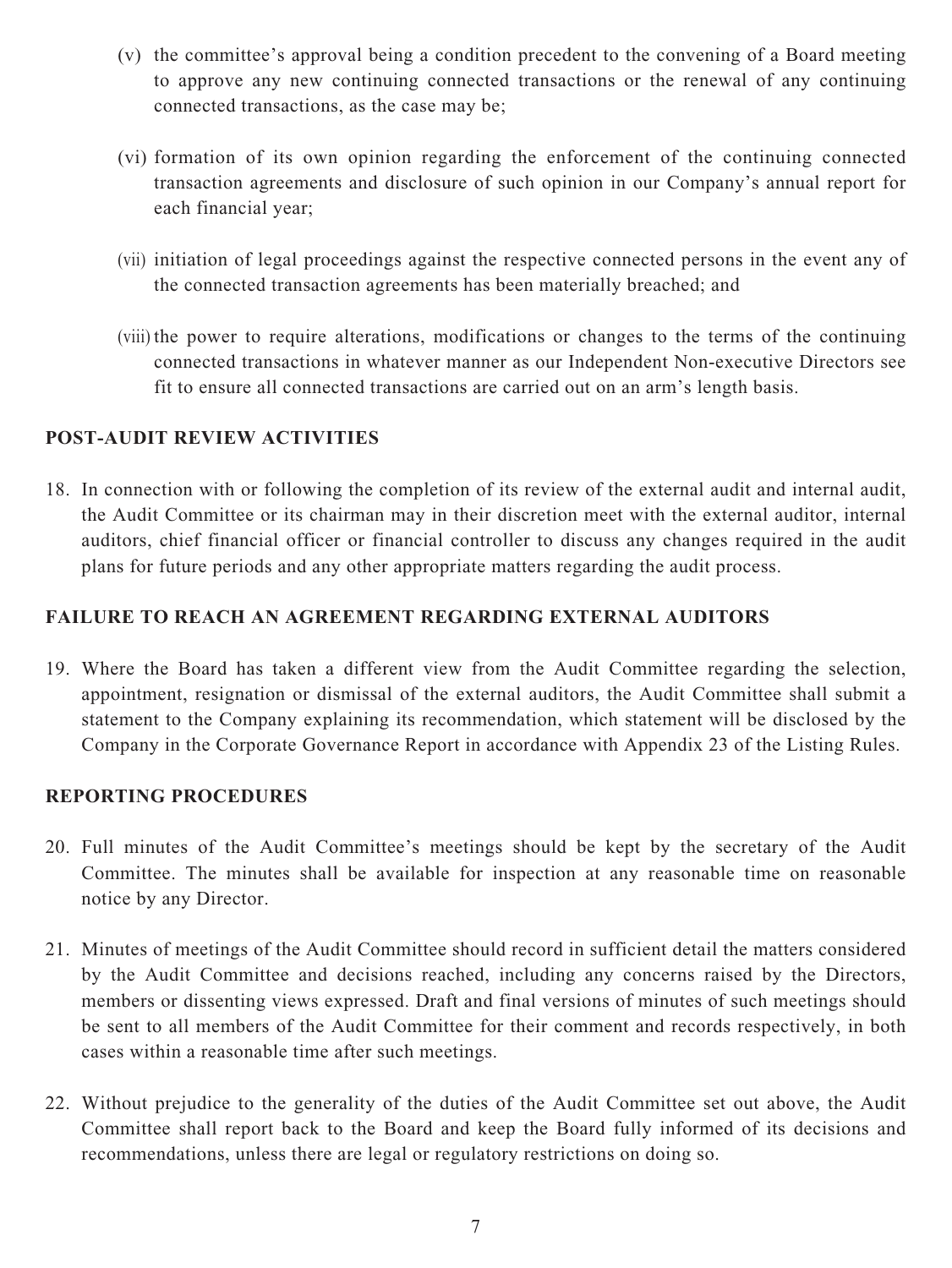(v) the committee's approval being a condition precedent to the convening of a Board meeting to approve any new continuing connected transactions or the renewal of any continuing connected transactions, as the case may be;

(vi) formation of its own opinion regarding the enforcement of the continuing connected transaction agreements and disclosure of such opinion in our Company's annual report for each financial year;

(vii) initiation of legal proceedings against the respective connected persons in the event any of the connected transaction agreements has been materially breached; and

(viii) the power to require alterations, modifications or changes to the terms of the continuing connected transactions in whatever manner as our Independent Non-executive Directors see fit to ensure all connected transactions are carried out on an arm's length basis.

## POST-AUDIT REVIEW ACTIVITIES

18. In connection with or following the completion of its review of the external audit and internal audit, the Audit Committee or its chairman may in their discretion meet with the external auditor, internal auditors, chief financial officer or financial controller to discuss any changes required in the audit plans for future periods and any other appropriate matters regarding the audit process.

## FAILURE TO REACH AN AGREEMENT REGARDING EXTERNAL AUDITORS

19. Where the Board has taken a different view from the Audit Committee regarding the selection, appointment, resignation or dismissal of the external auditors, the Audit Committee shall submit a statement to the Company explaining its recommendation, which statement will be disclosed by the Company in the Corporate Governance Report in accordance with Appendix 23 of the Listing Rules.

## REPORTING PROCEDURES

20. Full minutes of the Audit Committee's meetings should be kept by the secretary of the Audit Committee. The minutes shall be available for inspection at any reasonable time on reasonable notice by any Director.

21. Minutes of meetings of the Audit Committee should record in sufficient detail the matters considered by the Audit Committee and decisions reached, including any concerns raised by the Directors, members or dissenting views expressed. Draft and final versions of minutes of such meetings should be sent to all members of the Audit Committee for their comment and records respectively, in both cases within a reasonable time after such meetings.

22. Without prejudice to the generality of the duties of the Audit Committee set out above, the Audit Committee shall report back to the Board and keep the Board fully informed of its decisions and recommendations, unless there are legal or regulatory restrictions on doing so.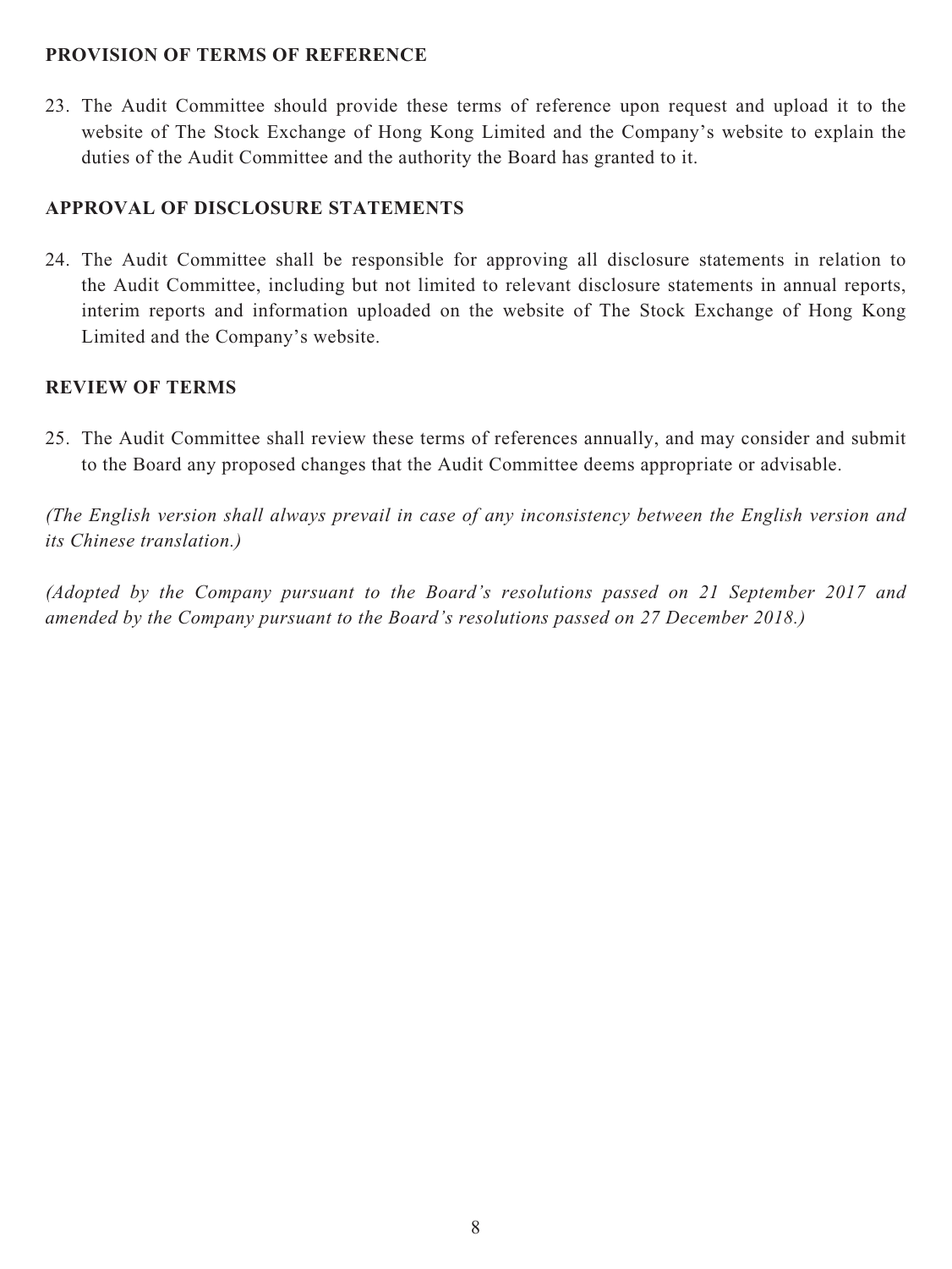## PROVISION OF TERMS OF REFERENCE

23. The Audit Committee should provide these terms of reference upon request and upload it to the website of The Stock Exchange of Hong Kong Limited and the Company's website to explain the duties of the Audit Committee and the authority the Board has granted to it.

## APPROVAL OF DISCLOSURE STATEMENTS

24. The Audit Committee shall be responsible for approving all disclosure statements in relation to the Audit Committee, including but not limited to relevant disclosure statements in annual reports, interim reports and information uploaded on the website of The Stock Exchange of Hong Kong Limited and the Company's website.

## REVIEW OF TERMS

25. The Audit Committee shall review these terms of references annually, and may consider and submit to the Board any proposed changes that the Audit Committee deems appropriate or advisable.

*(The English version shall always prevail in case of any inconsistency between the English version and its Chinese translation.)*

*(Adopted by the Company pursuant to the Board's resolutions passed on 21 September 2017 and amended by the Company pursuant to the Board's resolutions passed on 27 December 2018.)*